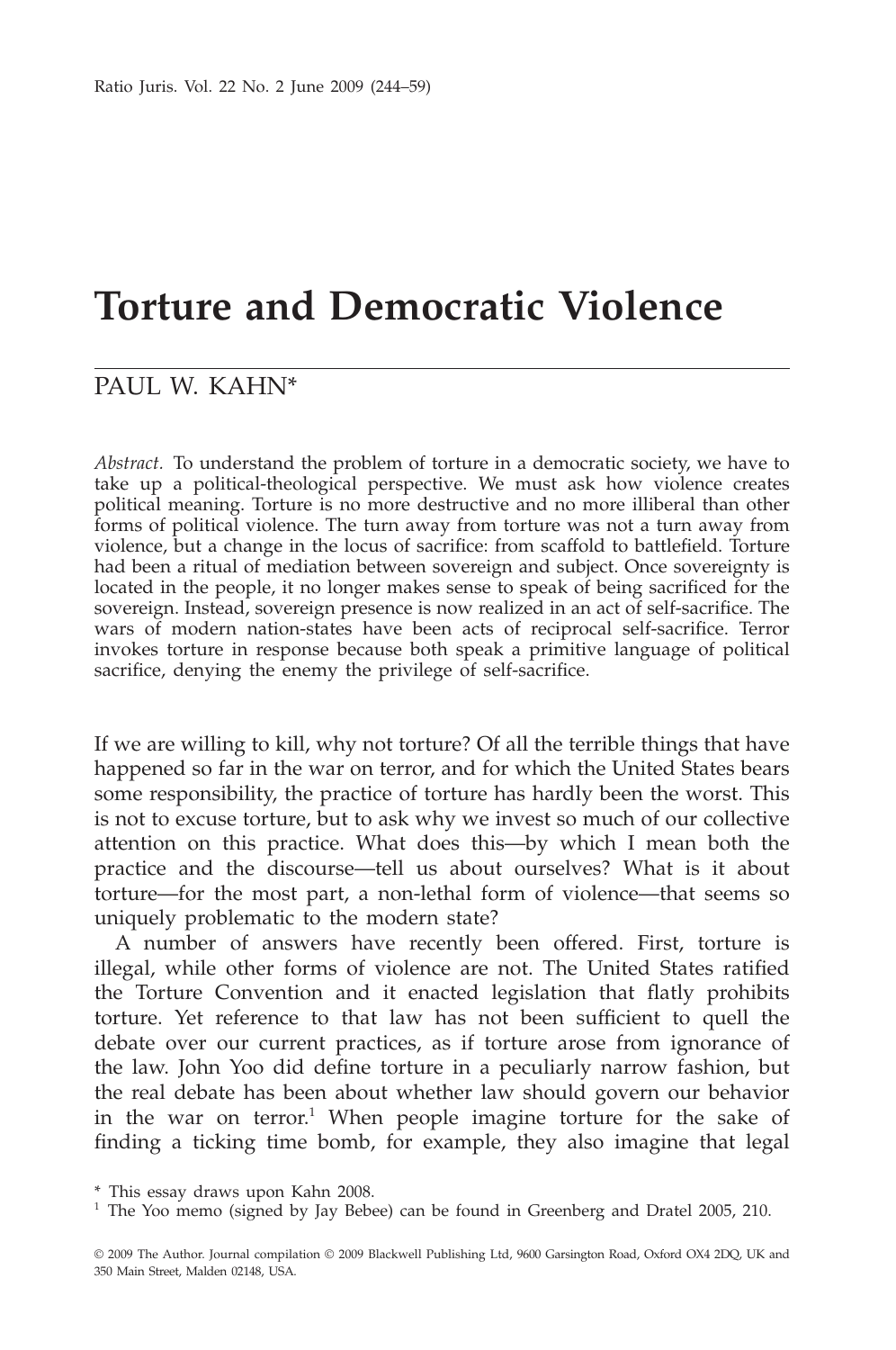# Torture and Democratic Violence

PAUL W. KAHN*

*Abstract.* To understand the problem of torture in a democratic society, we have to take up a political-theological perspective. We must ask how violence creates political meaning. Torture is no more destructive and no more illiberal than other forms of political violence. The turn away from torture was not a turn away from violence, but a change in the locus of sacrifice: from scaffold to battlefield. Torture had been a ritual of mediation between sovereign and subject. Once sovereignty is located in the people, it no longer makes sense to speak of being sacrificed for the sovereign. Instead, sovereign presence is now realized in an act of self-sacrifice. The wars of modern nation-states have been acts of reciprocal self-sacrifice. Terror invokes torture in response because both speak a primitive language of political sacrifice, denying the enemy the privilege of self-sacrifice.

If we are willing to kill, why not torture? Of all the terrible things that have happened so far in the war on terror, and for which the United States bears some responsibility, the practice of torture has hardly been the worst. This is not to excuse torture, but to ask why we invest so much of our collective attention on this practice. What does this—by which I mean both the practice and the discourse—tell us about ourselves? What is it about torture—for the most part, a non-lethal form of violence—that seems so uniquely problematic to the modern state?

A number of answers have recently been offered. First, torture is illegal, while other forms of violence are not. The United States ratified the Torture Convention and it enacted legislation that flatly prohibits torture. Yet reference to that law has not been sufficient to quell the debate over our current practices, as if torture arose from ignorance of the law. John Yoo did define torture in a peculiarly narrow fashion, but the real debate has been about whether law should govern our behavior in the war on terror.[1] When people imagine torture for the sake of finding a ticking time bomb, for example, they also imagine that legal

\* This essay draws upon Kahn 2008.

[1] The Yoo memo (signed by Jay Bebee) can be found in Greenberg and Dratel 2005, 210.

© 2009 The Author. Journal compilation © 2009 Blackwell Publishing Ltd, 9600 Garsington Road, Oxford OX4 2DQ, UK and 350 Main Street, Malden 02148, USA.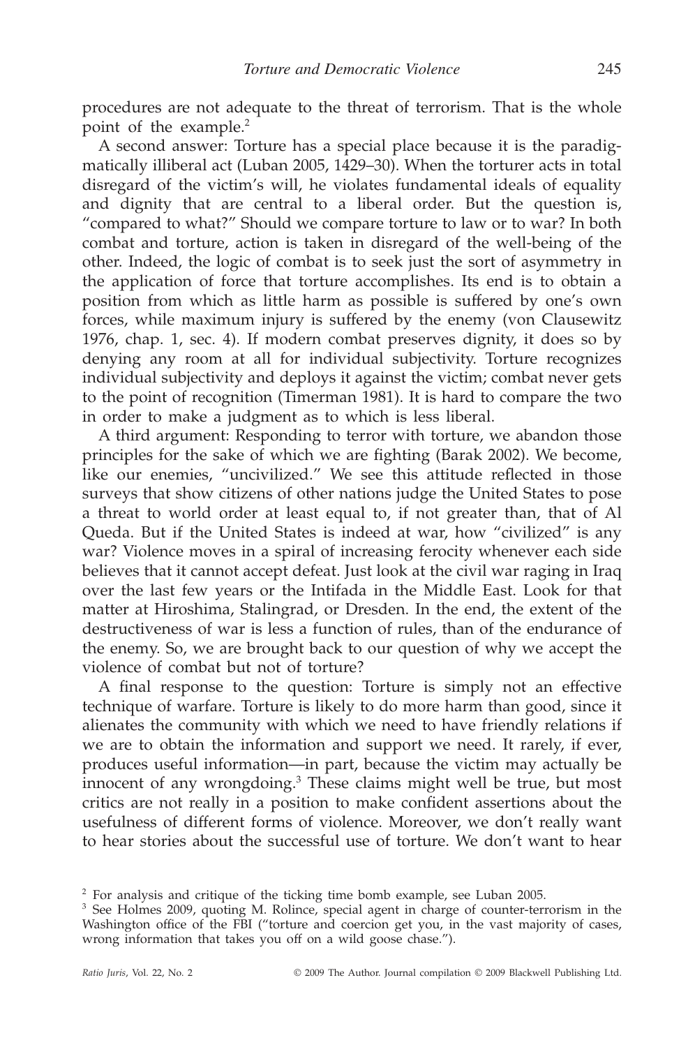procedures are not adequate to the threat of terrorism. That is the whole point of the example.[2]

A second answer: Torture has a special place because it is the paradigmatically illiberal act (Luban 2005, 1429–30). When the torturer acts in total disregard of the victim's will, he violates fundamental ideals of equality and dignity that are central to a liberal order. But the question is, "compared to what?" Should we compare torture to law or to war? In both combat and torture, action is taken in disregard of the well-being of the other. Indeed, the logic of combat is to seek just the sort of asymmetry in the application of force that torture accomplishes. Its end is to obtain a position from which as little harm as possible is suffered by one's own forces, while maximum injury is suffered by the enemy (von Clausewitz 1976, chap. 1, sec. 4). If modern combat preserves dignity, it does so by denying any room at all for individual subjectivity. Torture recognizes individual subjectivity and deploys it against the victim; combat never gets to the point of recognition (Timerman 1981). It is hard to compare the two in order to make a judgment as to which is less liberal.

A third argument: Responding to terror with torture, we abandon those principles for the sake of which we are fighting (Barak 2002). We become, like our enemies, "uncivilized." We see this attitude reflected in those surveys that show citizens of other nations judge the United States to pose a threat to world order at least equal to, if not greater than, that of Al Queda. But if the United States is indeed at war, how "civilized" is any war? Violence moves in a spiral of increasing ferocity whenever each side believes that it cannot accept defeat. Just look at the civil war raging in Iraq over the last few years or the Intifada in the Middle East. Look for that matter at Hiroshima, Stalingrad, or Dresden. In the end, the extent of the destructiveness of war is less a function of rules, than of the endurance of the enemy. So, we are brought back to our question of why we accept the violence of combat but not of torture?

A final response to the question: Torture is simply not an effective technique of warfare. Torture is likely to do more harm than good, since it alienates the community with which we need to have friendly relations if we are to obtain the information and support we need. It rarely, if ever, produces useful information—in part, because the victim may actually be innocent of any wrongdoing.[3] These claims might well be true, but most critics are not really in a position to make confident assertions about the usefulness of different forms of violence. Moreover, we don't really want to hear stories about the successful use of torture. We don't want to hear

---

[2] For analysis and critique of the ticking time bomb example, see Luban 2005.

[3] See Holmes 2009, quoting M. Rolince, special agent in charge of counter-terrorism in the Washington office of the FBI ("torture and coercion get you, in the vast majority of cases, wrong information that takes you off on a wild goose chase.").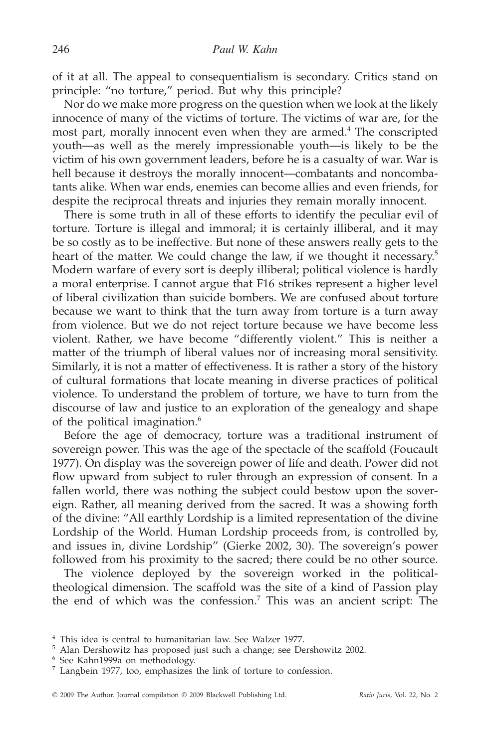of it at all. The appeal to consequentialism is secondary. Critics stand on principle: "no torture," period. But why this principle?

Nor do we make more progress on the question when we look at the likely innocence of many of the victims of torture. The victims of war are, for the most part, morally innocent even when they are armed.[4] The conscripted youth—as well as the merely impressionable youth—is likely to be the victim of his own government leaders, before he is a casualty of war. War is hell because it destroys the morally innocent—combatants and noncombatants alike. When war ends, enemies can become allies and even friends, for despite the reciprocal threats and injuries they remain morally innocent.

There is some truth in all of these efforts to identify the peculiar evil of torture. Torture is illegal and immoral; it is certainly illiberal, and it may be so costly as to be ineffective. But none of these answers really gets to the heart of the matter. We could change the law, if we thought it necessary.[5] Modern warfare of every sort is deeply illiberal; political violence is hardly a moral enterprise. I cannot argue that F16 strikes represent a higher level of liberal civilization than suicide bombers. We are confused about torture because we want to think that the turn away from torture is a turn away from violence. But we do not reject torture because we have become less violent. Rather, we have become "differently violent." This is neither a matter of the triumph of liberal values nor of increasing moral sensitivity. Similarly, it is not a matter of effectiveness. It is rather a story of the history of cultural formations that locate meaning in diverse practices of political violence. To understand the problem of torture, we have to turn from the discourse of law and justice to an exploration of the genealogy and shape of the political imagination.[6]

Before the age of democracy, torture was a traditional instrument of sovereign power. This was the age of the spectacle of the scaffold (Foucault 1977). On display was the sovereign power of life and death. Power did not flow upward from subject to ruler through an expression of consent. In a fallen world, there was nothing the subject could bestow upon the sovereign. Rather, all meaning derived from the sacred. It was a showing forth of the divine: "All earthly Lordship is a limited representation of the divine Lordship of the World. Human Lordship proceeds from, is controlled by, and issues in, divine Lordship" (Gierke 2002, 30). The sovereign's power followed from his proximity to the sacred; there could be no other source.

The violence deployed by the sovereign worked in the political-theological dimension. The scaffold was the site of a kind of Passion play the end of which was the confession.[7] This was an ancient script: The

[4] This idea is central to humanitarian law. See Walzer 1977.

[5] Alan Dershowitz has proposed just such a change; see Dershowitz 2002.

[6] See Kahn1999a on methodology.

[7] Langbein 1977, too, emphasizes the link of torture to confession.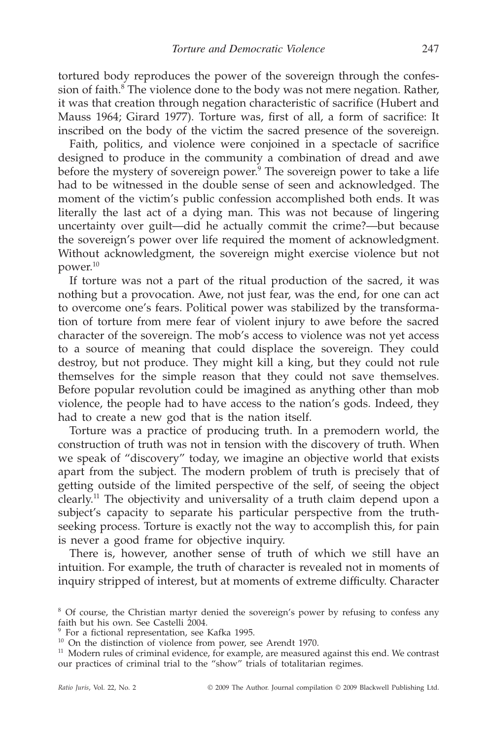tortured body reproduces the power of the sovereign through the confession of faith.[8] The violence done to the body was not mere negation. Rather, it was that creation through negation characteristic of sacrifice (Hubert and Mauss 1964; Girard 1977). Torture was, first of all, a form of sacrifice: It inscribed on the body of the victim the sacred presence of the sovereign.

Faith, politics, and violence were conjoined in a spectacle of sacrifice designed to produce in the community a combination of dread and awe before the mystery of sovereign power.[9] The sovereign power to take a life had to be witnessed in the double sense of seen and acknowledged. The moment of the victim's public confession accomplished both ends. It was literally the last act of a dying man. This was not because of lingering uncertainty over guilt—did he actually commit the crime?—but because the sovereign's power over life required the moment of acknowledgment. Without acknowledgment, the sovereign might exercise violence but not power.[10]

If torture was not a part of the ritual production of the sacred, it was nothing but a provocation. Awe, not just fear, was the end, for one can act to overcome one's fears. Political power was stabilized by the transformation of torture from mere fear of violent injury to awe before the sacred character of the sovereign. The mob's access to violence was not yet access to a source of meaning that could displace the sovereign. They could destroy, but not produce. They might kill a king, but they could not rule themselves for the simple reason that they could not save themselves. Before popular revolution could be imagined as anything other than mob violence, the people had to have access to the nation's gods. Indeed, they had to create a new god that is the nation itself.

Torture was a practice of producing truth. In a premodern world, the construction of truth was not in tension with the discovery of truth. When we speak of "discovery" today, we imagine an objective world that exists apart from the subject. The modern problem of truth is precisely that of getting outside of the limited perspective of the self, of seeing the object clearly.[11] The objectivity and universality of a truth claim depend upon a subject's capacity to separate his particular perspective from the truth-seeking process. Torture is exactly not the way to accomplish this, for pain is never a good frame for objective inquiry.

There is, however, another sense of truth of which we still have an intuition. For example, the truth of character is revealed not in moments of inquiry stripped of interest, but at moments of extreme difficulty. Character

[8] Of course, the Christian martyr denied the sovereign's power by refusing to confess any faith but his own. See Castelli 2004.

[9] For a fictional representation, see Kafka 1995.

[10] On the distinction of violence from power, see Arendt 1970.

[11] Modern rules of criminal evidence, for example, are measured against this end. We contrast our practices of criminal trial to the "show" trials of totalitarian regimes.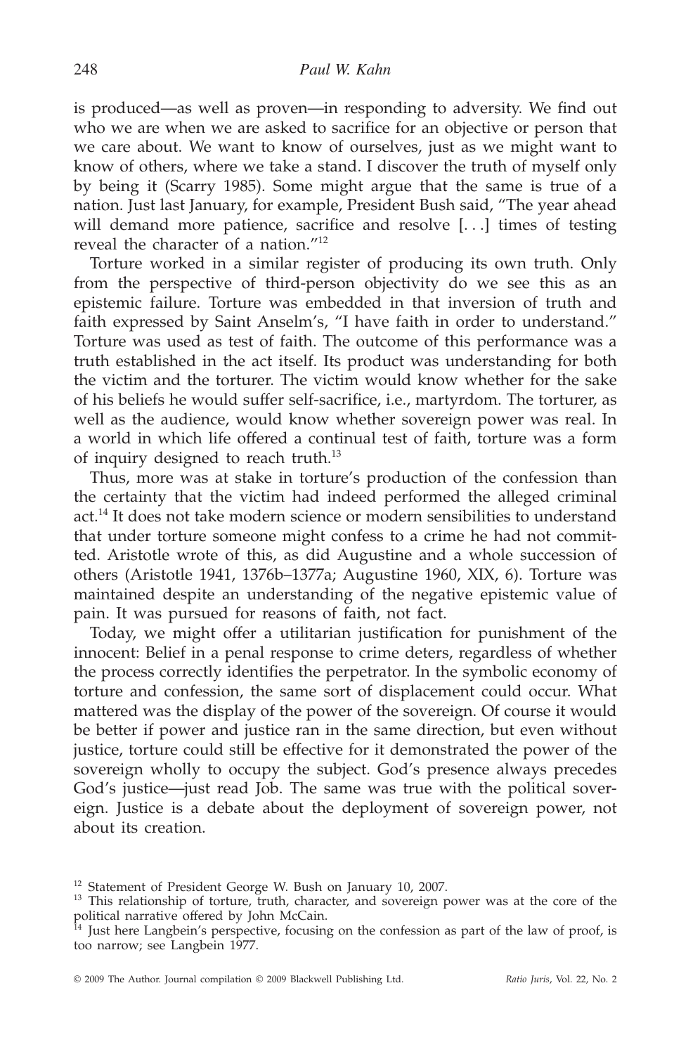is produced—as well as proven—in responding to adversity. We find out who we are when we are asked to sacrifice for an objective or person that we care about. We want to know of ourselves, just as we might want to know of others, where we take a stand. I discover the truth of myself only by being it (Scarry 1985). Some might argue that the same is true of a nation. Just last January, for example, President Bush said, "The year ahead will demand more patience, sacrifice and resolve [. . .] times of testing reveal the character of a nation."[12]

Torture worked in a similar register of producing its own truth. Only from the perspective of third-person objectivity do we see this as an epistemic failure. Torture was embedded in that inversion of truth and faith expressed by Saint Anselm's, "I have faith in order to understand." Torture was used as test of faith. The outcome of this performance was a truth established in the act itself. Its product was understanding for both the victim and the torturer. The victim would know whether for the sake of his beliefs he would suffer self-sacrifice, i.e., martyrdom. The torturer, as well as the audience, would know whether sovereign power was real. In a world in which life offered a continual test of faith, torture was a form of inquiry designed to reach truth.[13]

Thus, more was at stake in torture's production of the confession than the certainty that the victim had indeed performed the alleged criminal act.[14] It does not take modern science or modern sensibilities to understand that under torture someone might confess to a crime he had not committed. Aristotle wrote of this, as did Augustine and a whole succession of others (Aristotle 1941, 1376b–1377a; Augustine 1960, XIX, 6). Torture was maintained despite an understanding of the negative epistemic value of pain. It was pursued for reasons of faith, not fact.

Today, we might offer a utilitarian justification for punishment of the innocent: Belief in a penal response to crime deters, regardless of whether the process correctly identifies the perpetrator. In the symbolic economy of torture and confession, the same sort of displacement could occur. What mattered was the display of the power of the sovereign. Of course it would be better if power and justice ran in the same direction, but even without justice, torture could still be effective for it demonstrated the power of the sovereign wholly to occupy the subject. God's presence always precedes God's justice—just read Job. The same was true with the political sovereign. Justice is a debate about the deployment of sovereign power, not about its creation.

[12] Statement of President George W. Bush on January 10, 2007.

[13] This relationship of torture, truth, character, and sovereign power was at the core of the political narrative offered by John McCain.

[14] Just here Langbein's perspective, focusing on the confession as part of the law of proof, is too narrow; see Langbein 1977.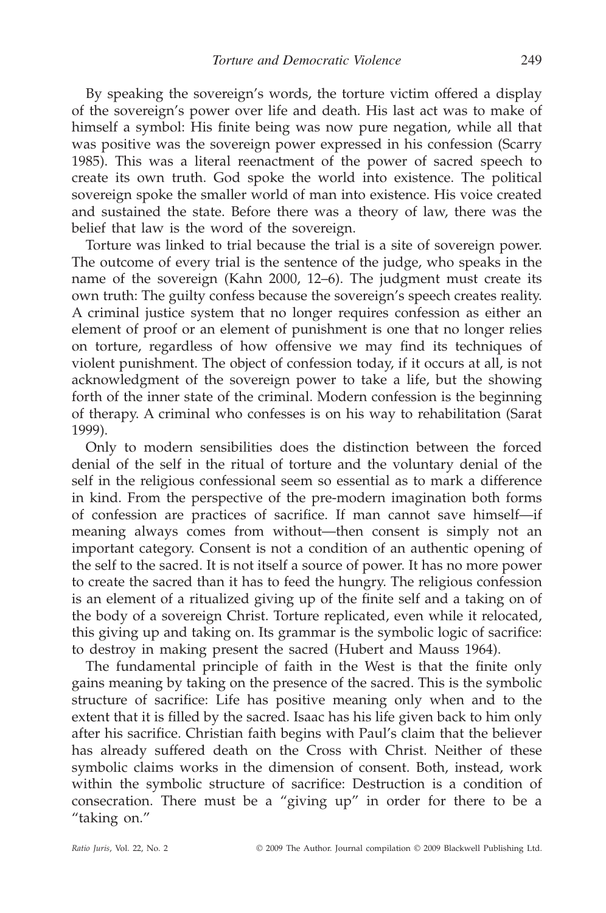By speaking the sovereign's words, the torture victim offered a display of the sovereign's power over life and death. His last act was to make of himself a symbol: His finite being was now pure negation, while all that was positive was the sovereign power expressed in his confession (Scarry 1985). This was a literal reenactment of the power of sacred speech to create its own truth. God spoke the world into existence. The political sovereign spoke the smaller world of man into existence. His voice created and sustained the state. Before there was a theory of law, there was the belief that law is the word of the sovereign.

Torture was linked to trial because the trial is a site of sovereign power. The outcome of every trial is the sentence of the judge, who speaks in the name of the sovereign (Kahn 2000, 12–6). The judgment must create its own truth: The guilty confess because the sovereign's speech creates reality. A criminal justice system that no longer requires confession as either an element of proof or an element of punishment is one that no longer relies on torture, regardless of how offensive we may find its techniques of violent punishment. The object of confession today, if it occurs at all, is not acknowledgment of the sovereign power to take a life, but the showing forth of the inner state of the criminal. Modern confession is the beginning of therapy. A criminal who confesses is on his way to rehabilitation (Sarat 1999).

Only to modern sensibilities does the distinction between the forced denial of the self in the ritual of torture and the voluntary denial of the self in the religious confessional seem so essential as to mark a difference in kind. From the perspective of the pre-modern imagination both forms of confession are practices of sacrifice. If man cannot save himself—if meaning always comes from without—then consent is simply not an important category. Consent is not a condition of an authentic opening of the self to the sacred. It is not itself a source of power. It has no more power to create the sacred than it has to feed the hungry. The religious confession is an element of a ritualized giving up of the finite self and a taking on of the body of a sovereign Christ. Torture replicated, even while it relocated, this giving up and taking on. Its grammar is the symbolic logic of sacrifice: to destroy in making present the sacred (Hubert and Mauss 1964).

The fundamental principle of faith in the West is that the finite only gains meaning by taking on the presence of the sacred. This is the symbolic structure of sacrifice: Life has positive meaning only when and to the extent that it is filled by the sacred. Isaac has his life given back to him only after his sacrifice. Christian faith begins with Paul's claim that the believer has already suffered death on the Cross with Christ. Neither of these symbolic claims works in the dimension of consent. Both, instead, work within the symbolic structure of sacrifice: Destruction is a condition of consecration. There must be a "giving up" in order for there to be a "taking on."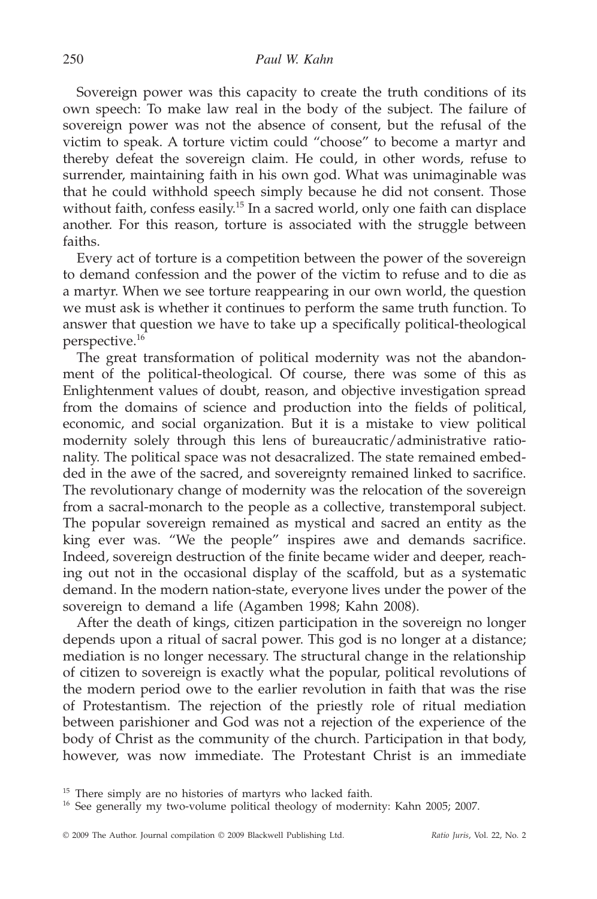Sovereign power was this capacity to create the truth conditions of its own speech: To make law real in the body of the subject. The failure of sovereign power was not the absence of consent, but the refusal of the victim to speak. A torture victim could "choose" to become a martyr and thereby defeat the sovereign claim. He could, in other words, refuse to surrender, maintaining faith in his own god. What was unimaginable was that he could withhold speech simply because he did not consent. Those without faith, confess easily.[15] In a sacred world, only one faith can displace another. For this reason, torture is associated with the struggle between faiths.

Every act of torture is a competition between the power of the sovereign to demand confession and the power of the victim to refuse and to die as a martyr. When we see torture reappearing in our own world, the question we must ask is whether it continues to perform the same truth function. To answer that question we have to take up a specifically political-theological perspective.[16]

The great transformation of political modernity was not the abandonment of the political-theological. Of course, there was some of this as Enlightenment values of doubt, reason, and objective investigation spread from the domains of science and production into the fields of political, economic, and social organization. But it is a mistake to view political modernity solely through this lens of bureaucratic/administrative rationality. The political space was not desacralized. The state remained embedded in the awe of the sacred, and sovereignty remained linked to sacrifice. The revolutionary change of modernity was the relocation of the sovereign from a sacral-monarch to the people as a collective, transtemporal subject. The popular sovereign remained as mystical and sacred an entity as the king ever was. "We the people" inspires awe and demands sacrifice. Indeed, sovereign destruction of the finite became wider and deeper, reaching out not in the occasional display of the scaffold, but as a systematic demand. In the modern nation-state, everyone lives under the power of the sovereign to demand a life (Agamben 1998; Kahn 2008).

After the death of kings, citizen participation in the sovereign no longer depends upon a ritual of sacral power. This god is no longer at a distance; mediation is no longer necessary. The structural change in the relationship of citizen to sovereign is exactly what the popular, political revolutions of the modern period owe to the earlier revolution in faith that was the rise of Protestantism. The rejection of the priestly role of ritual mediation between parishioner and God was not a rejection of the experience of the body of Christ as the community of the church. Participation in that body, however, was now immediate. The Protestant Christ is an immediate

[15] There simply are no histories of martyrs who lacked faith.

[16] See generally my two-volume political theology of modernity: Kahn 2005; 2007.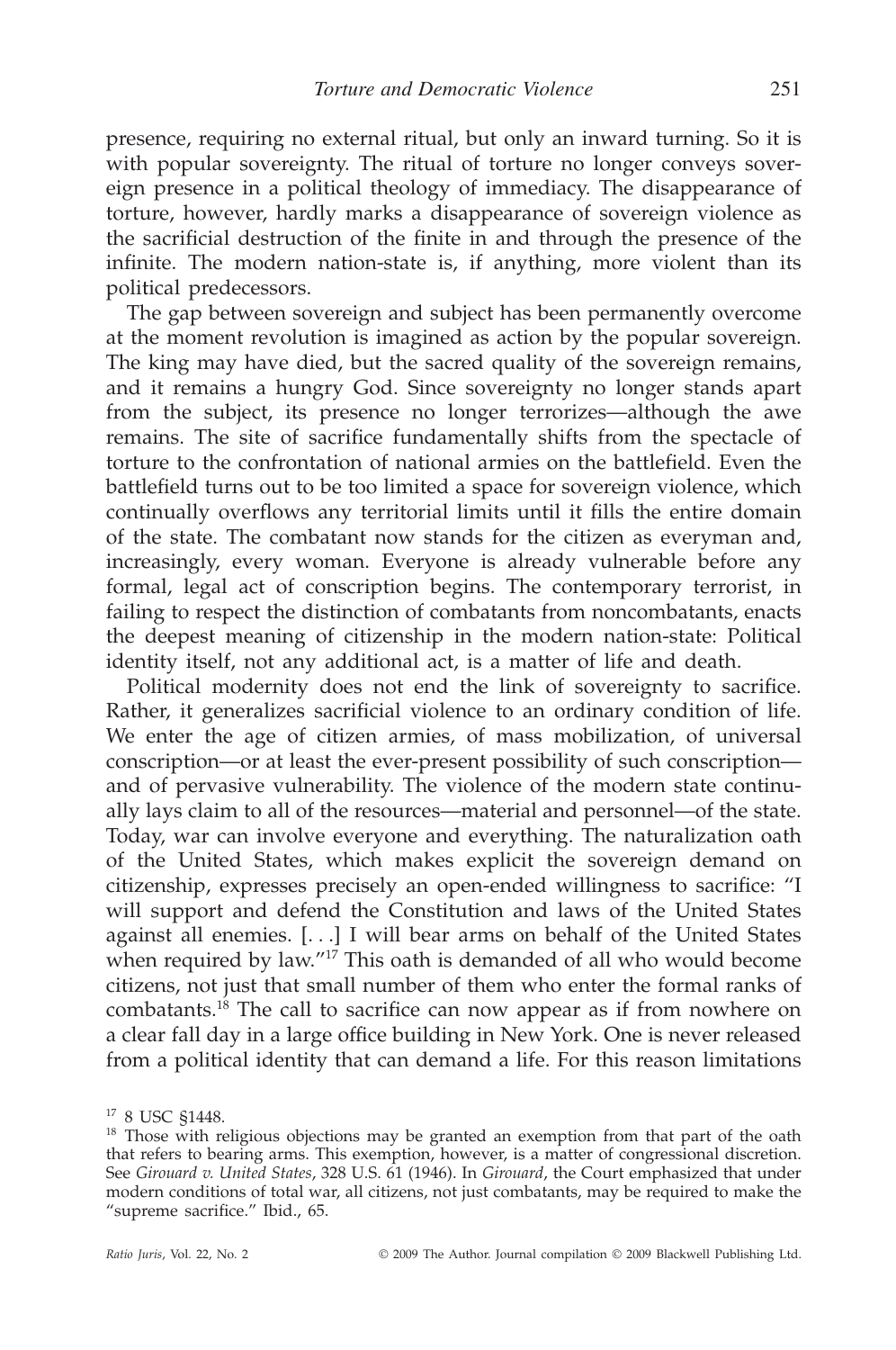presence, requiring no external ritual, but only an inward turning. So it is with popular sovereignty. The ritual of torture no longer conveys sovereign presence in a political theology of immediacy. The disappearance of torture, however, hardly marks a disappearance of sovereign violence as the sacrificial destruction of the finite in and through the presence of the infinite. The modern nation-state is, if anything, more violent than its political predecessors.

The gap between sovereign and subject has been permanently overcome at the moment revolution is imagined as action by the popular sovereign. The king may have died, but the sacred quality of the sovereign remains, and it remains a hungry God. Since sovereignty no longer stands apart from the subject, its presence no longer terrorizes—although the awe remains. The site of sacrifice fundamentally shifts from the spectacle of torture to the confrontation of national armies on the battlefield. Even the battlefield turns out to be too limited a space for sovereign violence, which continually overflows any territorial limits until it fills the entire domain of the state. The combatant now stands for the citizen as everyman and, increasingly, every woman. Everyone is already vulnerable before any formal, legal act of conscription begins. The contemporary terrorist, in failing to respect the distinction of combatants from noncombatants, enacts the deepest meaning of citizenship in the modern nation-state: Political identity itself, not any additional act, is a matter of life and death.

Political modernity does not end the link of sovereignty to sacrifice. Rather, it generalizes sacrificial violence to an ordinary condition of life. We enter the age of citizen armies, of mass mobilization, of universal conscription—or at least the ever-present possibility of such conscription—and of pervasive vulnerability. The violence of the modern state continually lays claim to all of the resources—material and personnel—of the state. Today, war can involve everyone and everything. The naturalization oath of the United States, which makes explicit the sovereign demand on citizenship, expresses precisely an open-ended willingness to sacrifice: "I will support and defend the Constitution and laws of the United States against all enemies. [. . .] I will bear arms on behalf of the United States when required by law."[17] This oath is demanded of all who would become citizens, not just that small number of them who enter the formal ranks of combatants.[18] The call to sacrifice can now appear as if from nowhere on a clear fall day in a large office building in New York. One is never released from a political identity that can demand a life. For this reason limitations

[17] 8 USC §1448.

[18] Those with religious objections may be granted an exemption from that part of the oath that refers to bearing arms. This exemption, however, is a matter of congressional discretion. See *Girouard v. United States*, 328 U.S. 61 (1946). In *Girouard*, the Court emphasized that under modern conditions of total war, all citizens, not just combatants, may be required to make the "supreme sacrifice." Ibid., 65.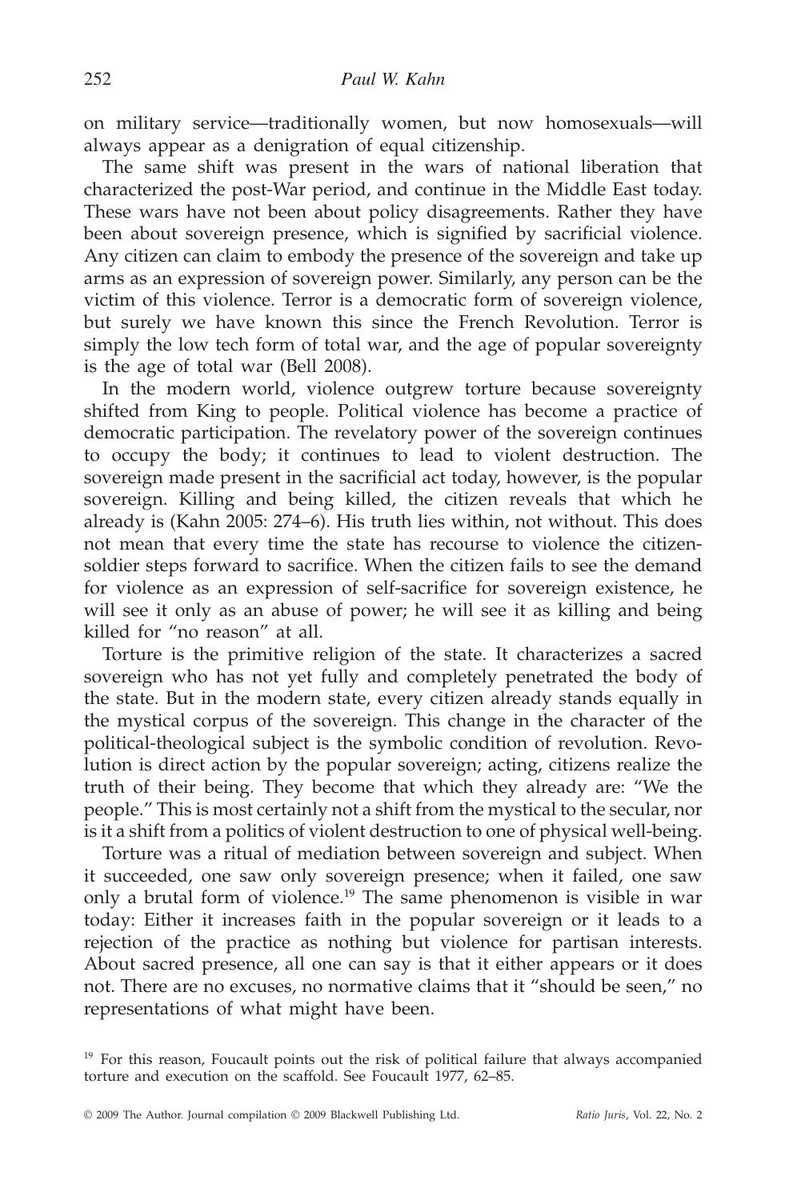on military service—traditionally women, but now homosexuals—will always appear as a denigration of equal citizenship.

The same shift was present in the wars of national liberation that characterized the post-War period, and continue in the Middle East today. These wars have not been about policy disagreements. Rather they have been about sovereign presence, which is signified by sacrificial violence. Any citizen can claim to embody the presence of the sovereign and take up arms as an expression of sovereign power. Similarly, any person can be the victim of this violence. Terror is a democratic form of sovereign violence, but surely we have known this since the French Revolution. Terror is simply the low tech form of total war, and the age of popular sovereignty is the age of total war (Bell 2008).

In the modern world, violence outgrew torture because sovereignty shifted from King to people. Political violence has become a practice of democratic participation. The revelatory power of the sovereign continues to occupy the body; it continues to lead to violent destruction. The sovereign made present in the sacrificial act today, however, is the popular sovereign. Killing and being killed, the citizen reveals that which he already is (Kahn 2005: 274–6). His truth lies within, not without. This does not mean that every time the state has recourse to violence the citizen-soldier steps forward to sacrifice. When the citizen fails to see the demand for violence as an expression of self-sacrifice for sovereign existence, he will see it only as an abuse of power; he will see it as killing and being killed for "no reason" at all.

Torture is the primitive religion of the state. It characterizes a sacred sovereign who has not yet fully and completely penetrated the body of the state. But in the modern state, every citizen already stands equally in the mystical corpus of the sovereign. This change in the character of the political-theological subject is the symbolic condition of revolution. Revolution is direct action by the popular sovereign; acting, citizens realize the truth of their being. They become that which they already are: "We the people." This is most certainly not a shift from the mystical to the secular, nor is it a shift from a politics of violent destruction to one of physical well-being.

Torture was a ritual of mediation between sovereign and subject. When it succeeded, one saw only sovereign presence; when it failed, one saw only a brutal form of violence.[19] The same phenomenon is visible in war today: Either it increases faith in the popular sovereign or it leads to a rejection of the practice as nothing but violence for partisan interests. About sacred presence, all one can say is that it either appears or it does not. There are no excuses, no normative claims that it "should be seen," no representations of what might have been.

[19] For this reason, Foucault points out the risk of political failure that always accompanied torture and execution on the scaffold. See Foucault 1977, 62–85.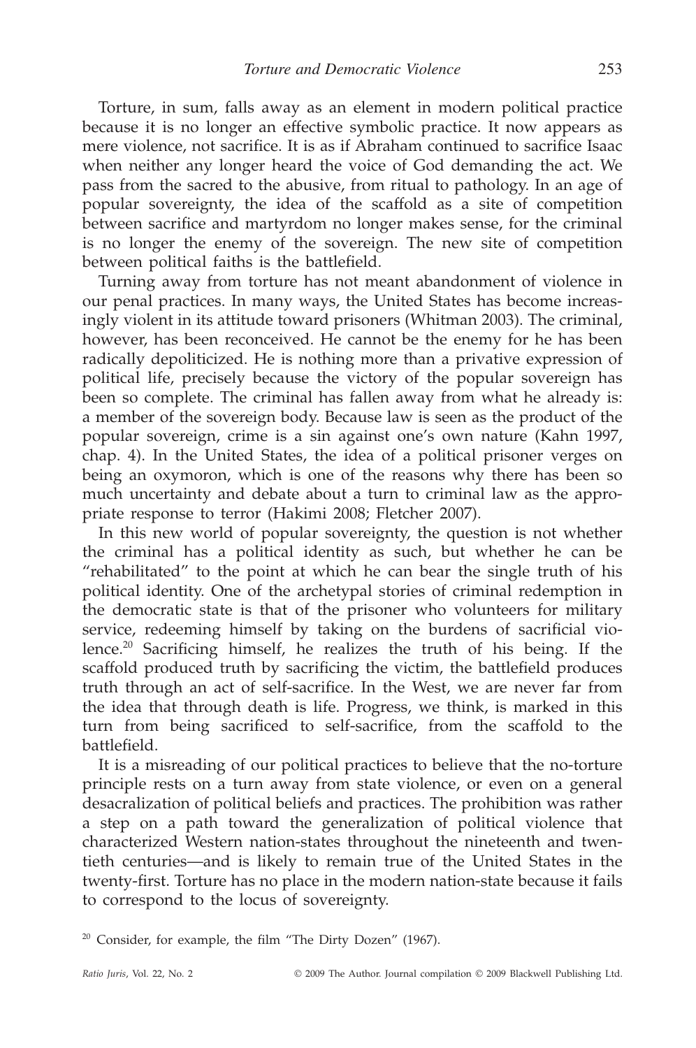Torture, in sum, falls away as an element in modern political practice because it is no longer an effective symbolic practice. It now appears as mere violence, not sacrifice. It is as if Abraham continued to sacrifice Isaac when neither any longer heard the voice of God demanding the act. We pass from the sacred to the abusive, from ritual to pathology. In an age of popular sovereignty, the idea of the scaffold as a site of competition between sacrifice and martyrdom no longer makes sense, for the criminal is no longer the enemy of the sovereign. The new site of competition between political faiths is the battlefield.

Turning away from torture has not meant abandonment of violence in our penal practices. In many ways, the United States has become increasingly violent in its attitude toward prisoners (Whitman 2003). The criminal, however, has been reconceived. He cannot be the enemy for he has been radically depoliticized. He is nothing more than a privative expression of political life, precisely because the victory of the popular sovereign has been so complete. The criminal has fallen away from what he already is: a member of the sovereign body. Because law is seen as the product of the popular sovereign, crime is a sin against one's own nature (Kahn 1997, chap. 4). In the United States, the idea of a political prisoner verges on being an oxymoron, which is one of the reasons why there has been so much uncertainty and debate about a turn to criminal law as the appropriate response to terror (Hakimi 2008; Fletcher 2007).

In this new world of popular sovereignty, the question is not whether the criminal has a political identity as such, but whether he can be "rehabilitated" to the point at which he can bear the single truth of his political identity. One of the archetypal stories of criminal redemption in the democratic state is that of the prisoner who volunteers for military service, redeeming himself by taking on the burdens of sacrificial violence.[20] Sacrificing himself, he realizes the truth of his being. If the scaffold produced truth by sacrificing the victim, the battlefield produces truth through an act of self-sacrifice. In the West, we are never far from the idea that through death is life. Progress, we think, is marked in this turn from being sacrificed to self-sacrifice, from the scaffold to the battlefield.

It is a misreading of our political practices to believe that the no-torture principle rests on a turn away from state violence, or even on a general desacralization of political beliefs and practices. The prohibition was rather a step on a path toward the generalization of political violence that characterized Western nation-states throughout the nineteenth and twentieth centuries—and is likely to remain true of the United States in the twenty-first. Torture has no place in the modern nation-state because it fails to correspond to the locus of sovereignty.

[20] Consider, for example, the film "The Dirty Dozen" (1967).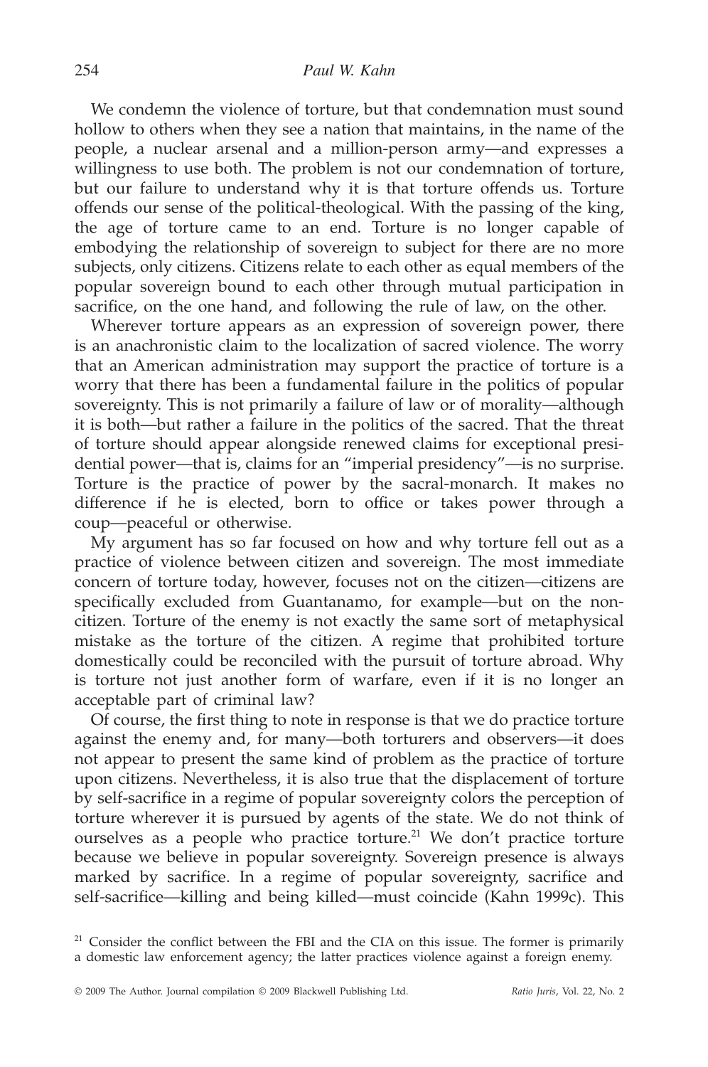We condemn the violence of torture, but that condemnation must sound hollow to others when they see a nation that maintains, in the name of the people, a nuclear arsenal and a million-person army—and expresses a willingness to use both. The problem is not our condemnation of torture, but our failure to understand why it is that torture offends us. Torture offends our sense of the political-theological. With the passing of the king, the age of torture came to an end. Torture is no longer capable of embodying the relationship of sovereign to subject for there are no more subjects, only citizens. Citizens relate to each other as equal members of the popular sovereign bound to each other through mutual participation in sacrifice, on the one hand, and following the rule of law, on the other.

Wherever torture appears as an expression of sovereign power, there is an anachronistic claim to the localization of sacred violence. The worry that an American administration may support the practice of torture is a worry that there has been a fundamental failure in the politics of popular sovereignty. This is not primarily a failure of law or of morality—although it is both—but rather a failure in the politics of the sacred. That the threat of torture should appear alongside renewed claims for exceptional presidential power—that is, claims for an "imperial presidency"—is no surprise. Torture is the practice of power by the sacral-monarch. It makes no difference if he is elected, born to office or takes power through a coup—peaceful or otherwise.

My argument has so far focused on how and why torture fell out as a practice of violence between citizen and sovereign. The most immediate concern of torture today, however, focuses not on the citizen—citizens are specifically excluded from Guantanamo, for example—but on the non-citizen. Torture of the enemy is not exactly the same sort of metaphysical mistake as the torture of the citizen. A regime that prohibited torture domestically could be reconciled with the pursuit of torture abroad. Why is torture not just another form of warfare, even if it is no longer an acceptable part of criminal law?

Of course, the first thing to note in response is that we do practice torture against the enemy and, for many—both torturers and observers—it does not appear to present the same kind of problem as the practice of torture upon citizens. Nevertheless, it is also true that the displacement of torture by self-sacrifice in a regime of popular sovereignty colors the perception of torture wherever it is pursued by agents of the state. We do not think of ourselves as a people who practice torture.[21] We don't practice torture because we believe in popular sovereignty. Sovereign presence is always marked by sacrifice. In a regime of popular sovereignty, sacrifice and self-sacrifice—killing and being killed—must coincide (Kahn 1999c). This

[21] Consider the conflict between the FBI and the CIA on this issue. The former is primarily a domestic law enforcement agency; the latter practices violence against a foreign enemy.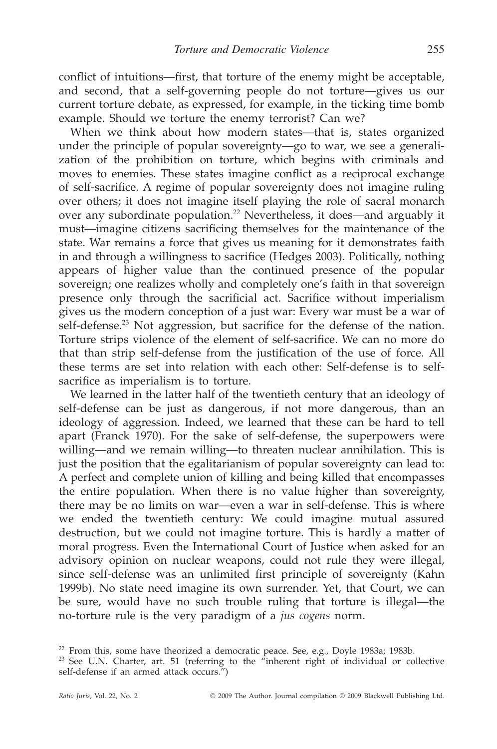conflict of intuitions—first, that torture of the enemy might be acceptable, and second, that a self-governing people do not torture—gives us our current torture debate, as expressed, for example, in the ticking time bomb example. Should we torture the enemy terrorist? Can we?

When we think about how modern states—that is, states organized under the principle of popular sovereignty—go to war, we see a generalization of the prohibition on torture, which begins with criminals and moves to enemies. These states imagine conflict as a reciprocal exchange of self-sacrifice. A regime of popular sovereignty does not imagine ruling over others; it does not imagine itself playing the role of sacral monarch over any subordinate population.[22] Nevertheless, it does—and arguably it must—imagine citizens sacrificing themselves for the maintenance of the state. War remains a force that gives us meaning for it demonstrates faith in and through a willingness to sacrifice (Hedges 2003). Politically, nothing appears of higher value than the continued presence of the popular sovereign; one realizes wholly and completely one's faith in that sovereign presence only through the sacrificial act. Sacrifice without imperialism gives us the modern conception of a just war: Every war must be a war of self-defense.[23] Not aggression, but sacrifice for the defense of the nation. Torture strips violence of the element of self-sacrifice. We can no more do that than strip self-defense from the justification of the use of force. All these terms are set into relation with each other: Self-defense is to self-sacrifice as imperialism is to torture.

We learned in the latter half of the twentieth century that an ideology of self-defense can be just as dangerous, if not more dangerous, than an ideology of aggression. Indeed, we learned that these can be hard to tell apart (Franck 1970). For the sake of self-defense, the superpowers were willing—and we remain willing—to threaten nuclear annihilation. This is just the position that the egalitarianism of popular sovereignty can lead to: A perfect and complete union of killing and being killed that encompasses the entire population. When there is no value higher than sovereignty, there may be no limits on war—even a war in self-defense. This is where we ended the twentieth century: We could imagine mutual assured destruction, but we could not imagine torture. This is hardly a matter of moral progress. Even the International Court of Justice when asked for an advisory opinion on nuclear weapons, could not rule they were illegal, since self-defense was an unlimited first principle of sovereignty (Kahn 1999b). No state need imagine its own surrender. Yet, that Court, we can be sure, would have no such trouble ruling that torture is illegal—the no-torture rule is the very paradigm of a *jus cogens* norm.

---

[22] From this, some have theorized a democratic peace. See, e.g., Doyle 1983a; 1983b.

[23] See U.N. Charter, art. 51 (referring to the "inherent right of individual or collective self-defense if an armed attack occurs.")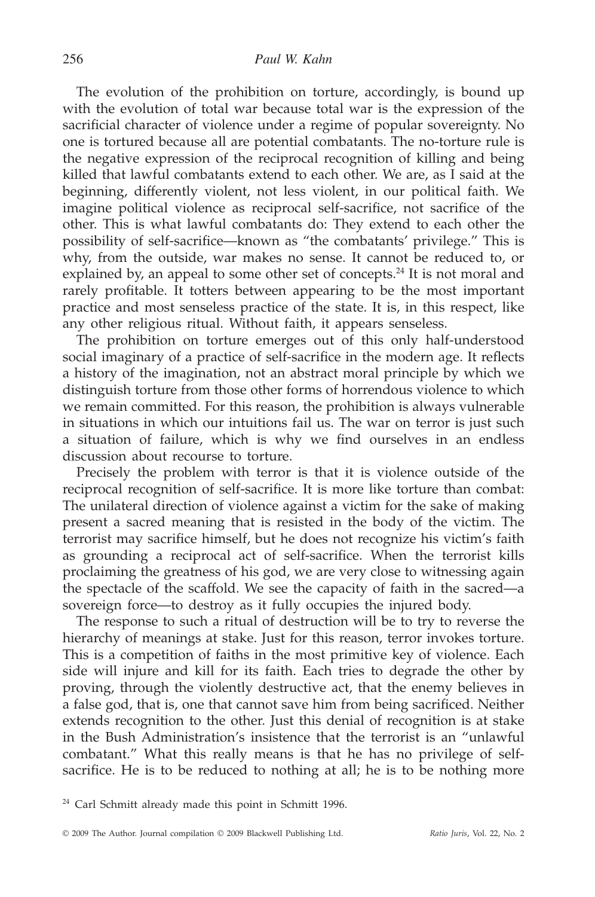The evolution of the prohibition on torture, accordingly, is bound up with the evolution of total war because total war is the expression of the sacrificial character of violence under a regime of popular sovereignty. No one is tortured because all are potential combatants. The no-torture rule is the negative expression of the reciprocal recognition of killing and being killed that lawful combatants extend to each other. We are, as I said at the beginning, differently violent, not less violent, in our political faith. We imagine political violence as reciprocal self-sacrifice, not sacrifice of the other. This is what lawful combatants do: They extend to each other the possibility of self-sacrifice—known as "the combatants' privilege." This is why, from the outside, war makes no sense. It cannot be reduced to, or explained by, an appeal to some other set of concepts.[24] It is not moral and rarely profitable. It totters between appearing to be the most important practice and most senseless practice of the state. It is, in this respect, like any other religious ritual. Without faith, it appears senseless.

The prohibition on torture emerges out of this only half-understood social imaginary of a practice of self-sacrifice in the modern age. It reflects a history of the imagination, not an abstract moral principle by which we distinguish torture from those other forms of horrendous violence to which we remain committed. For this reason, the prohibition is always vulnerable in situations in which our intuitions fail us. The war on terror is just such a situation of failure, which is why we find ourselves in an endless discussion about recourse to torture.

Precisely the problem with terror is that it is violence outside of the reciprocal recognition of self-sacrifice. It is more like torture than combat: The unilateral direction of violence against a victim for the sake of making present a sacred meaning that is resisted in the body of the victim. The terrorist may sacrifice himself, but he does not recognize his victim's faith as grounding a reciprocal act of self-sacrifice. When the terrorist kills proclaiming the greatness of his god, we are very close to witnessing again the spectacle of the scaffold. We see the capacity of faith in the sacred—a sovereign force—to destroy as it fully occupies the injured body.

The response to such a ritual of destruction will be to try to reverse the hierarchy of meanings at stake. Just for this reason, terror invokes torture. This is a competition of faiths in the most primitive key of violence. Each side will injure and kill for its faith. Each tries to degrade the other by proving, through the violently destructive act, that the enemy believes in a false god, that is, one that cannot save him from being sacrificed. Neither extends recognition to the other. Just this denial of recognition is at stake in the Bush Administration's insistence that the terrorist is an "unlawful combatant." What this really means is that he has no privilege of self-sacrifice. He is to be reduced to nothing at all; he is to be nothing more

[24] Carl Schmitt already made this point in Schmitt 1996.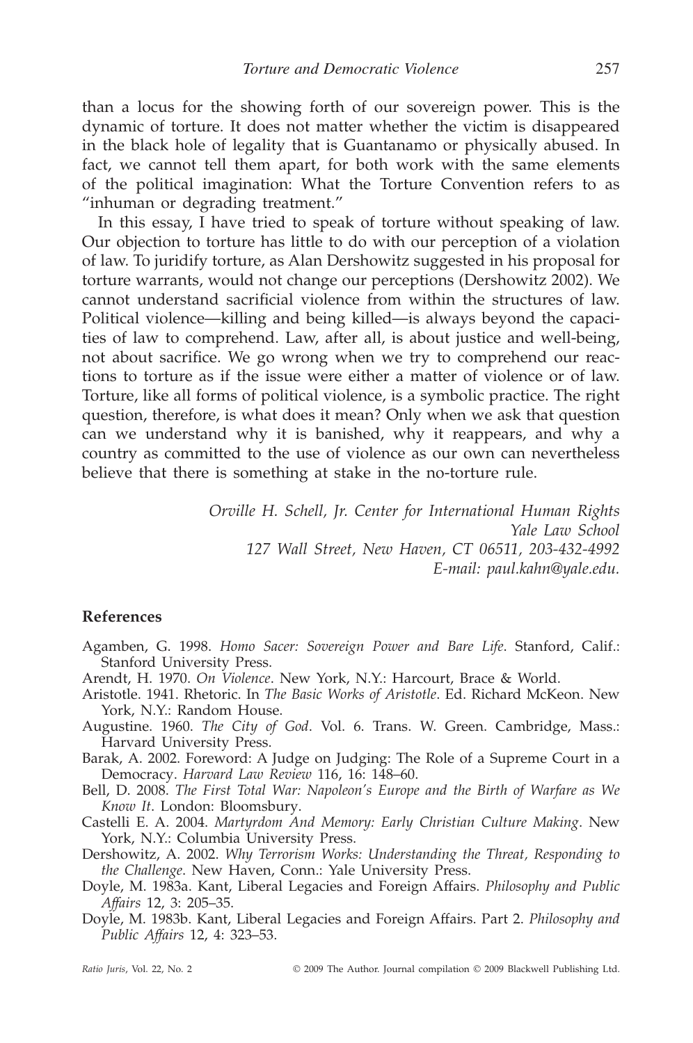than a locus for the showing forth of our sovereign power. This is the dynamic of torture. It does not matter whether the victim is disappeared in the black hole of legality that is Guantanamo or physically abused. In fact, we cannot tell them apart, for both work with the same elements of the political imagination: What the Torture Convention refers to as "inhuman or degrading treatment."

In this essay, I have tried to speak of torture without speaking of law. Our objection to torture has little to do with our perception of a violation of law. To juridify torture, as Alan Dershowitz suggested in his proposal for torture warrants, would not change our perceptions (Dershowitz 2002). We cannot understand sacrificial violence from within the structures of law. Political violence—killing and being killed—is always beyond the capacities of law to comprehend. Law, after all, is about justice and well-being, not about sacrifice. We go wrong when we try to comprehend our reactions to torture as if the issue were either a matter of violence or of law. Torture, like all forms of political violence, is a symbolic practice. The right question, therefore, is what does it mean? Only when we ask that question can we understand why it is banished, why it reappears, and why a country as committed to the use of violence as our own can nevertheless believe that there is something at stake in the no-torture rule.

*Orville H. Schell, Jr. Center for International Human Rights*
*Yale Law School*
*127 Wall Street, New Haven, CT 06511, 203-432-4992*
*E-mail: paul.kahn@yale.edu.*

## References

Agamben, G. 1998. *Homo Sacer: Sovereign Power and Bare Life*. Stanford, Calif.: Stanford University Press.

Arendt, H. 1970. *On Violence*. New York, N.Y.: Harcourt, Brace & World.

Aristotle. 1941. Rhetoric. In *The Basic Works of Aristotle*. Ed. Richard McKeon. New York, N.Y.: Random House.

Augustine. 1960. *The City of God*. Vol. 6. Trans. W. Green. Cambridge, Mass.: Harvard University Press.

Barak, A. 2002. Foreword: A Judge on Judging: The Role of a Supreme Court in a Democracy. *Harvard Law Review* 116, 16: 148–60.

Bell, D. 2008. *The First Total War: Napoleon's Europe and the Birth of Warfare as We Know It*. London: Bloomsbury.

Castelli E. A. 2004. *Martyrdom And Memory: Early Christian Culture Making*. New York, N.Y.: Columbia University Press.

Dershowitz, A. 2002. *Why Terrorism Works: Understanding the Threat, Responding to the Challenge*. New Haven, Conn.: Yale University Press.

Doyle, M. 1983a. Kant, Liberal Legacies and Foreign Affairs. *Philosophy and Public Affairs* 12, 3: 205–35.

Doyle, M. 1983b. Kant, Liberal Legacies and Foreign Affairs. Part 2. *Philosophy and Public Affairs* 12, 4: 323–53.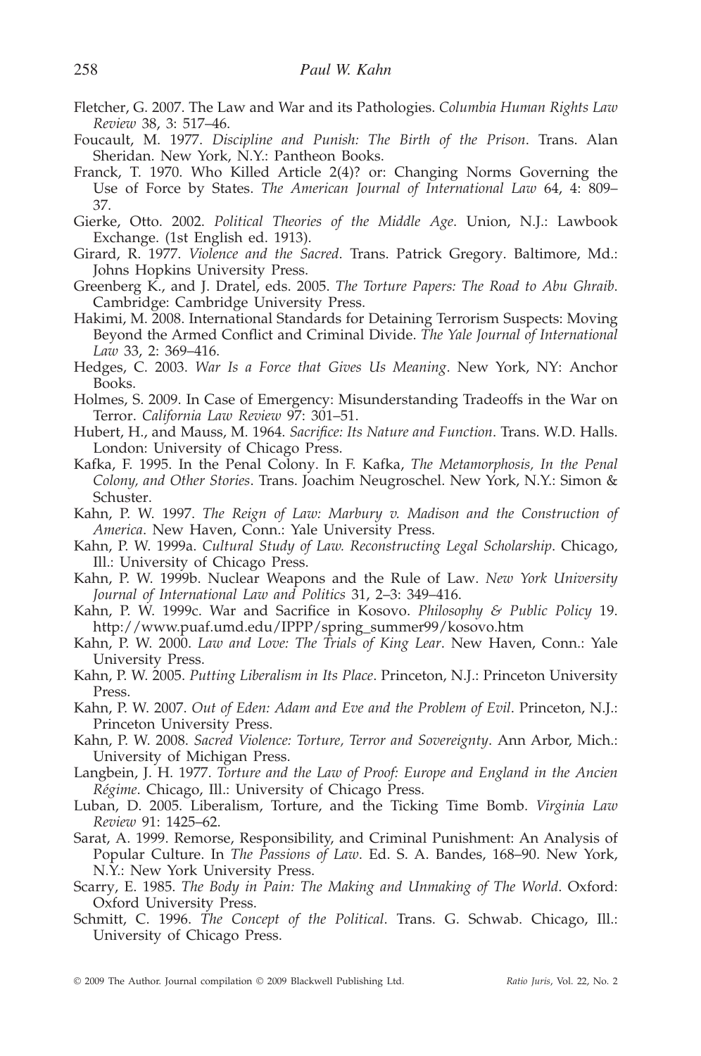Fletcher, G. 2007. The Law and War and its Pathologies. *Columbia Human Rights Law Review* 38, 3: 517–46.

Foucault, M. 1977. *Discipline and Punish: The Birth of the Prison*. Trans. Alan Sheridan. New York, N.Y.: Pantheon Books.

Franck, T. 1970. Who Killed Article 2(4)? or: Changing Norms Governing the Use of Force by States. *The American Journal of International Law* 64, 4: 809–37.

Gierke, Otto. 2002. *Political Theories of the Middle Age*. Union, N.J.: Lawbook Exchange. (1st English ed. 1913).

Girard, R. 1977. *Violence and the Sacred*. Trans. Patrick Gregory. Baltimore, Md.: Johns Hopkins University Press.

Greenberg K., and J. Dratel, eds. 2005. *The Torture Papers: The Road to Abu Ghraib*. Cambridge: Cambridge University Press.

Hakimi, M. 2008. International Standards for Detaining Terrorism Suspects: Moving Beyond the Armed Conflict and Criminal Divide. *The Yale Journal of International Law* 33, 2: 369–416.

Hedges, C. 2003. *War Is a Force that Gives Us Meaning*. New York, NY: Anchor Books.

Holmes, S. 2009. In Case of Emergency: Misunderstanding Tradeoffs in the War on Terror. *California Law Review* 97: 301–51.

Hubert, H., and Mauss, M. 1964. *Sacrifice: Its Nature and Function*. Trans. W.D. Halls. London: University of Chicago Press.

Kafka, F. 1995. In the Penal Colony. In F. Kafka, *The Metamorphosis, In the Penal Colony, and Other Stories*. Trans. Joachim Neugroschel. New York, N.Y.: Simon & Schuster.

Kahn, P. W. 1997. *The Reign of Law: Marbury v. Madison and the Construction of America*. New Haven, Conn.: Yale University Press.

Kahn, P. W. 1999a. *Cultural Study of Law. Reconstructing Legal Scholarship*. Chicago, Ill.: University of Chicago Press.

Kahn, P. W. 1999b. Nuclear Weapons and the Rule of Law. *New York University Journal of International Law and Politics* 31, 2–3: 349–416.

Kahn, P. W. 1999c. War and Sacrifice in Kosovo. *Philosophy & Public Policy* 19. http://www.puaf.umd.edu/IPPP/spring_summer99/kosovo.htm

Kahn, P. W. 2000. *Law and Love: The Trials of King Lear*. New Haven, Conn.: Yale University Press.

Kahn, P. W. 2005. *Putting Liberalism in Its Place*. Princeton, N.J.: Princeton University Press.

Kahn, P. W. 2007. *Out of Eden: Adam and Eve and the Problem of Evil*. Princeton, N.J.: Princeton University Press.

Kahn, P. W. 2008. *Sacred Violence: Torture, Terror and Sovereignty*. Ann Arbor, Mich.: University of Michigan Press.

Langbein, J. H. 1977. *Torture and the Law of Proof: Europe and England in the Ancien Régime*. Chicago, Ill.: University of Chicago Press.

Luban, D. 2005. Liberalism, Torture, and the Ticking Time Bomb. *Virginia Law Review* 91: 1425–62.

Sarat, A. 1999. Remorse, Responsibility, and Criminal Punishment: An Analysis of Popular Culture. In *The Passions of Law*. Ed. S. A. Bandes, 168–90. New York, N.Y.: New York University Press.

Scarry, E. 1985. *The Body in Pain: The Making and Unmaking of The World*. Oxford: Oxford University Press.

Schmitt, C. 1996. *The Concept of the Political*. Trans. G. Schwab. Chicago, Ill.: University of Chicago Press.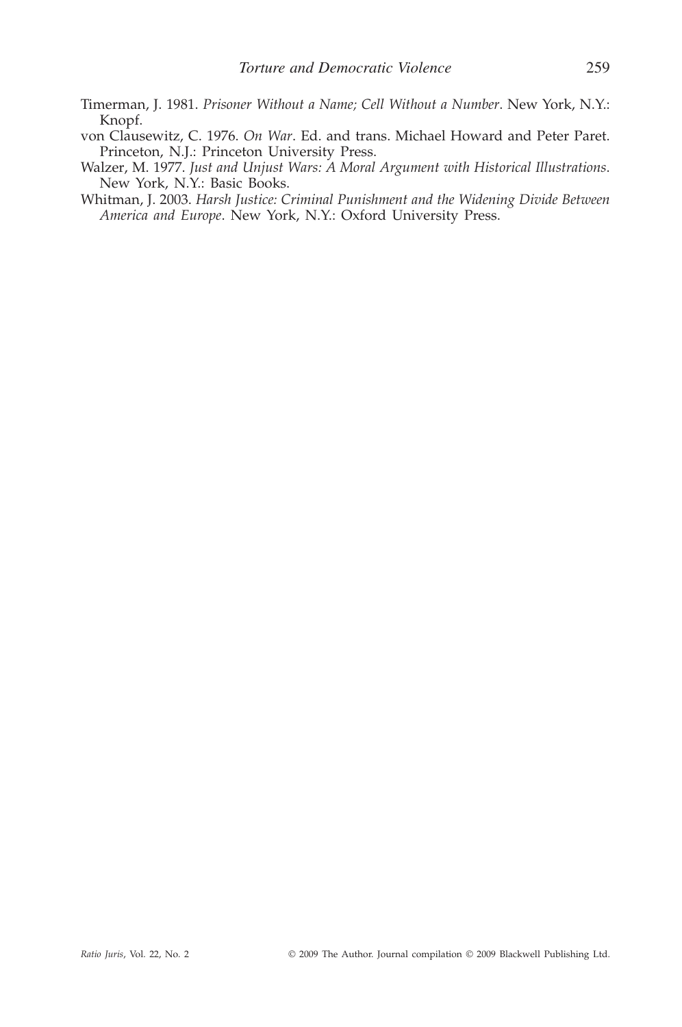Timerman, J. 1981. *Prisoner Without a Name; Cell Without a Number*. New York, N.Y.: Knopf.

von Clausewitz, C. 1976. *On War*. Ed. and trans. Michael Howard and Peter Paret. Princeton, N.J.: Princeton University Press.

Walzer, M. 1977. *Just and Unjust Wars: A Moral Argument with Historical Illustrations*. New York, N.Y.: Basic Books.

Whitman, J. 2003. *Harsh Justice: Criminal Punishment and the Widening Divide Between America and Europe*. New York, N.Y.: Oxford University Press.